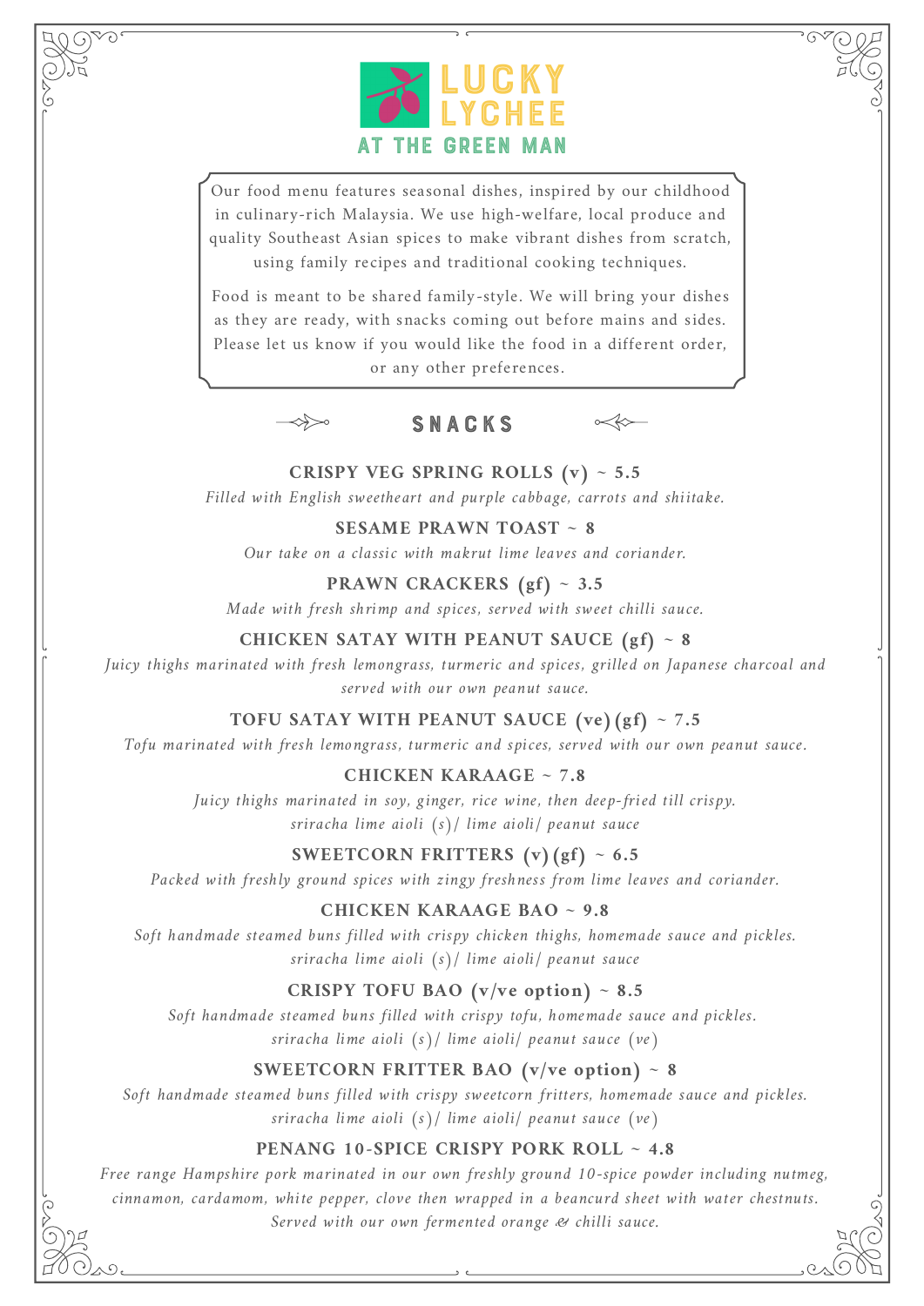# LUCKY LYCHEE
## AT THE GREEN MAN

Our food menu features seasonal dishes, inspired by our childhood in culinary-rich Malaysia. We use high-welfare, local produce and quality Southeast Asian spices to make vibrant dishes from scratch, using family recipes and traditional cooking techniques.

Food is meant to be shared family-style. We will bring your dishes as they are ready, with snacks coming out before mains and sides. Please let us know if you would like the food in a different order, or any other preferences.

## SNACKS

**CRISPY VEG SPRING ROLLS (v) ~ 5.5**
*Filled with English sweetheart and purple cabbage, carrots and shiitake.*

**SESAME PRAWN TOAST ~ 8**
*Our take on a classic with makrut lime leaves and coriander.*

**PRAWN CRACKERS (gf) ~ 3.5**
*Made with fresh shrimp and spices, served with sweet chilli sauce.*

**CHICKEN SATAY WITH PEANUT SAUCE (gf) ~ 8**
*Juicy thighs marinated with fresh lemongrass, turmeric and spices, grilled on Japanese charcoal and served with our own peanut sauce.*

**TOFU SATAY WITH PEANUT SAUCE (ve) (gf) ~ 7.5**
*Tofu marinated with fresh lemongrass, turmeric and spices, served with our own peanut sauce.*

**CHICKEN KARAAGE ~ 7.8**
*Juicy thighs marinated in soy, ginger, rice wine, then deep-fried till crispy.*
*sriracha lime aioli (s)/ lime aioli/ peanut sauce*

**SWEETCORN FRITTERS (v) (gf) ~ 6.5**
*Packed with freshly ground spices with zingy freshness from lime leaves and coriander.*

**CHICKEN KARAAGE BAO ~ 9.8**
*Soft handmade steamed buns filled with crispy chicken thighs, homemade sauce and pickles.*
*sriracha lime aioli (s)/ lime aioli/ peanut sauce*

**CRISPY TOFU BAO (v/ve option) ~ 8.5**
*Soft handmade steamed buns filled with crispy tofu, homemade sauce and pickles.*
*sriracha lime aioli (s)/ lime aioli/ peanut sauce (ve)*

**SWEETCORN FRITTER BAO (v/ve option) ~ 8**
*Soft handmade steamed buns filled with crispy sweetcorn fritters, homemade sauce and pickles.*
*sriracha lime aioli (s)/ lime aioli/ peanut sauce (ve)*

**PENANG 10-SPICE CRISPY PORK ROLL ~ 4.8**
*Free range Hampshire pork marinated in our own freshly ground 10-spice powder including nutmeg, cinnamon, cardamom, white pepper, clove then wrapped in a beancurd sheet with water chestnuts. Served with our own fermented orange & chilli sauce.*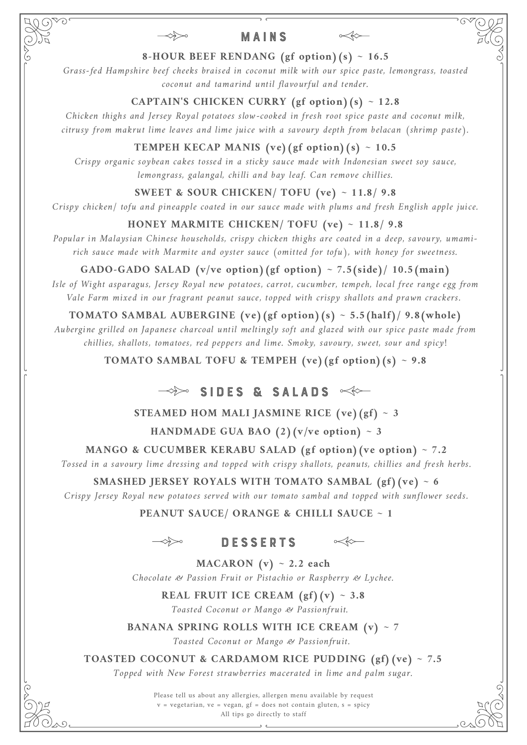## MAINS

**8-HOUR BEEF RENDANG (gf option)(s) ~ 16.5**

*Grass-fed Hampshire beef cheeks braised in coconut milk with our spice paste, lemongrass, toasted coconut and tamarind until flavourful and tender.*

**CAPTAIN'S CHICKEN CURRY (gf option)(s) ~ 12.8**

*Chicken thighs and Jersey Royal potatoes slow-cooked in fresh root spice paste and coconut milk, citrusy from makrut lime leaves and lime juice with a savoury depth from belacan (shrimp paste).*

**TEMPEH KECAP MANIS (ve)(gf option)(s) ~ 10.5**

*Crispy organic soybean cakes tossed in a sticky sauce made with Indonesian sweet soy sauce, lemongrass, galangal, chilli and bay leaf. Can remove chillies.*

**SWEET & SOUR CHICKEN/ TOFU (ve) ~ 11.8/ 9.8**

*Crispy chicken/ tofu and pineapple coated in our sauce made with plums and fresh English apple juice.*

**HONEY MARMITE CHICKEN/ TOFU (ve) ~ 11.8/ 9.8**

*Popular in Malaysian Chinese households, crispy chicken thighs are coated in a deep, savoury, umami-rich sauce made with Marmite and oyster sauce (omitted for tofu), with honey for sweetness.*

**GADO-GADO SALAD (v/ve option)(gf option) ~ 7.5(side)/ 10.5(main)**

*Isle of Wight asparagus, Jersey Royal new potatoes, carrot, cucumber, tempeh, local free range egg from Vale Farm mixed in our fragrant peanut sauce, topped with crispy shallots and prawn crackers.*

**TOMATO SAMBAL AUBERGINE (ve)(gf option)(s) ~ 5.5(half)/ 9.8(whole)**

*Aubergine grilled on Japanese charcoal until meltingly soft and glazed with our spice paste made from chillies, shallots, tomatoes, red peppers and lime. Smoky, savoury, sweet, sour and spicy!*

**TOMATO SAMBAL TOFU & TEMPEH (ve)(gf option)(s) ~ 9.8**

## SIDES & SALADS

**STEAMED HOM MALI JASMINE RICE (ve)(gf) ~ 3**

**HANDMADE GUA BAO (2)(v/ve option) ~ 3**

**MANGO & CUCUMBER KERABU SALAD (gf option)(ve option) ~ 7.2**

*Tossed in a savoury lime dressing and topped with crispy shallots, peanuts, chillies and fresh herbs.*

**SMASHED JERSEY ROYALS WITH TOMATO SAMBAL (gf)(ve) ~ 6**

*Crispy Jersey Royal new potatoes served with our tomato sambal and topped with sunflower seeds.*

**PEANUT SAUCE/ ORANGE & CHILLI SAUCE ~ 1**

## DESSERTS

**MACARON (v) ~ 2.2 each**

*Chocolate & Passion Fruit or Pistachio or Raspberry & Lychee.*

**REAL FRUIT ICE CREAM (gf)(v) ~ 3.8**

*Toasted Coconut or Mango & Passionfruit.*

**BANANA SPRING ROLLS WITH ICE CREAM (v) ~ 7**

*Toasted Coconut or Mango & Passionfruit.*

**TOASTED COCONUT & CARDAMOM RICE PUDDING (gf)(ve) ~ 7.5**

*Topped with New Forest strawberries macerated in lime and palm sugar.*

Please tell us about any allergies, allergen menu available by request

v = vegetarian, ve = vegan, gf = does not contain gluten, s = spicy

All tips go directly to staff